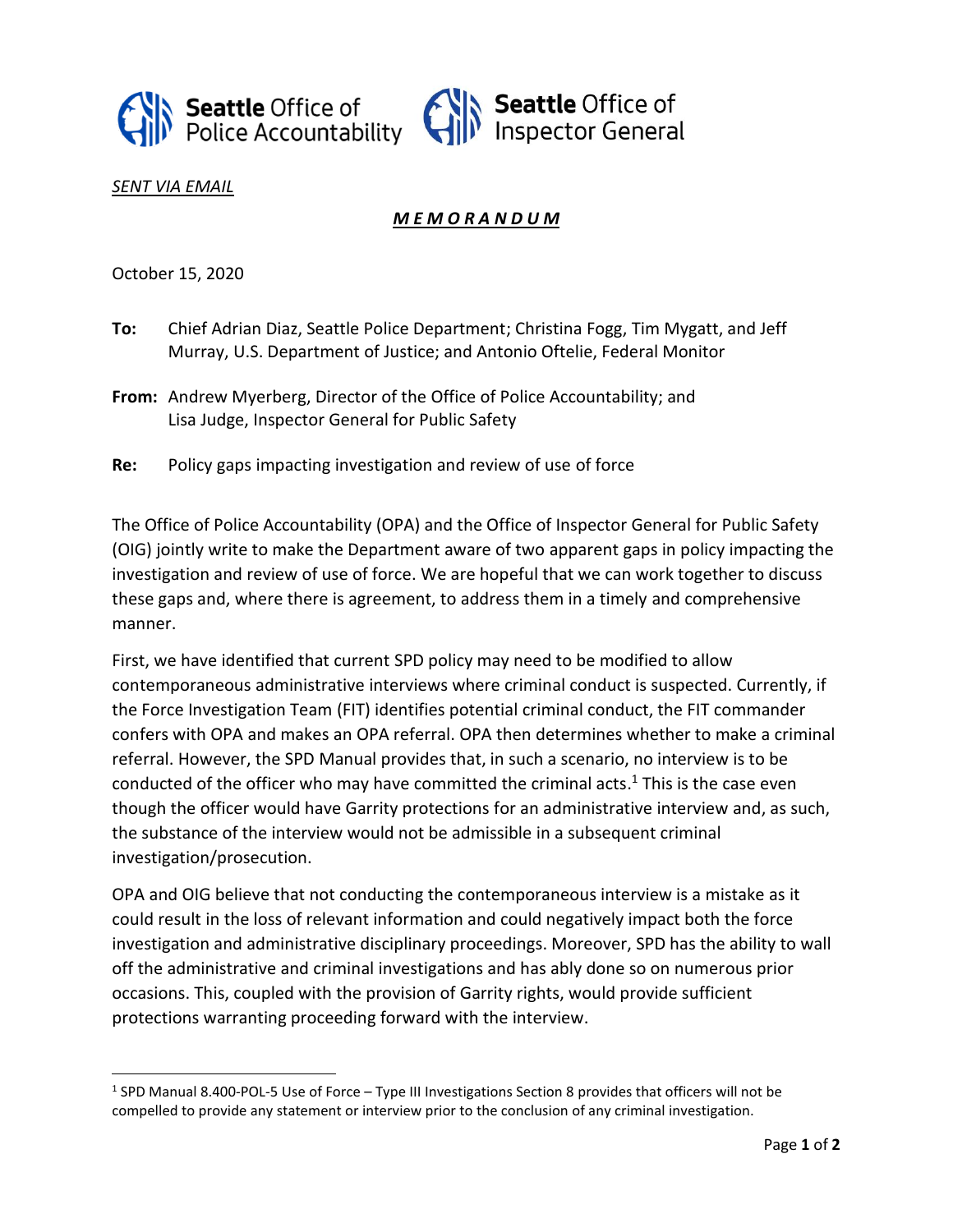Seattle Office of Police Accountability

Seattle Office of Inspector General

_SENT VIA EMAIL_

# _**MEMORANDUM**_

October 15, 2020

**To:** Chief Adrian Diaz, Seattle Police Department; Christina Fogg, Tim Mygatt, and Jeff Murray, U.S. Department of Justice; and Antonio Oftelie, Federal Monitor

**From:** Andrew Myerberg, Director of the Office of Police Accountability; and Lisa Judge, Inspector General for Public Safety

**Re:** Policy gaps impacting investigation and review of use of force

The Office of Police Accountability (OPA) and the Office of Inspector General for Public Safety (OIG) jointly write to make the Department aware of two apparent gaps in policy impacting the investigation and review of use of force. We are hopeful that we can work together to discuss these gaps and, where there is agreement, to address them in a timely and comprehensive manner.

First, we have identified that current SPD policy may need to be modified to allow contemporaneous administrative interviews where criminal conduct is suspected. Currently, if the Force Investigation Team (FIT) identifies potential criminal conduct, the FIT commander confers with OPA and makes an OPA referral. OPA then determines whether to make a criminal referral. However, the SPD Manual provides that, in such a scenario, no interview is to be conducted of the officer who may have committed the criminal acts.[1] This is the case even though the officer would have Garrity protections for an administrative interview and, as such, the substance of the interview would not be admissible in a subsequent criminal investigation/prosecution.

OPA and OIG believe that not conducting the contemporaneous interview is a mistake as it could result in the loss of relevant information and could negatively impact both the force investigation and administrative disciplinary proceedings. Moreover, SPD has the ability to wall off the administrative and criminal investigations and has ably done so on numerous prior occasions. This, coupled with the provision of Garrity rights, would provide sufficient protections warranting proceeding forward with the interview.

[1] SPD Manual 8.400-POL-5 Use of Force – Type III Investigations Section 8 provides that officers will not be compelled to provide any statement or interview prior to the conclusion of any criminal investigation.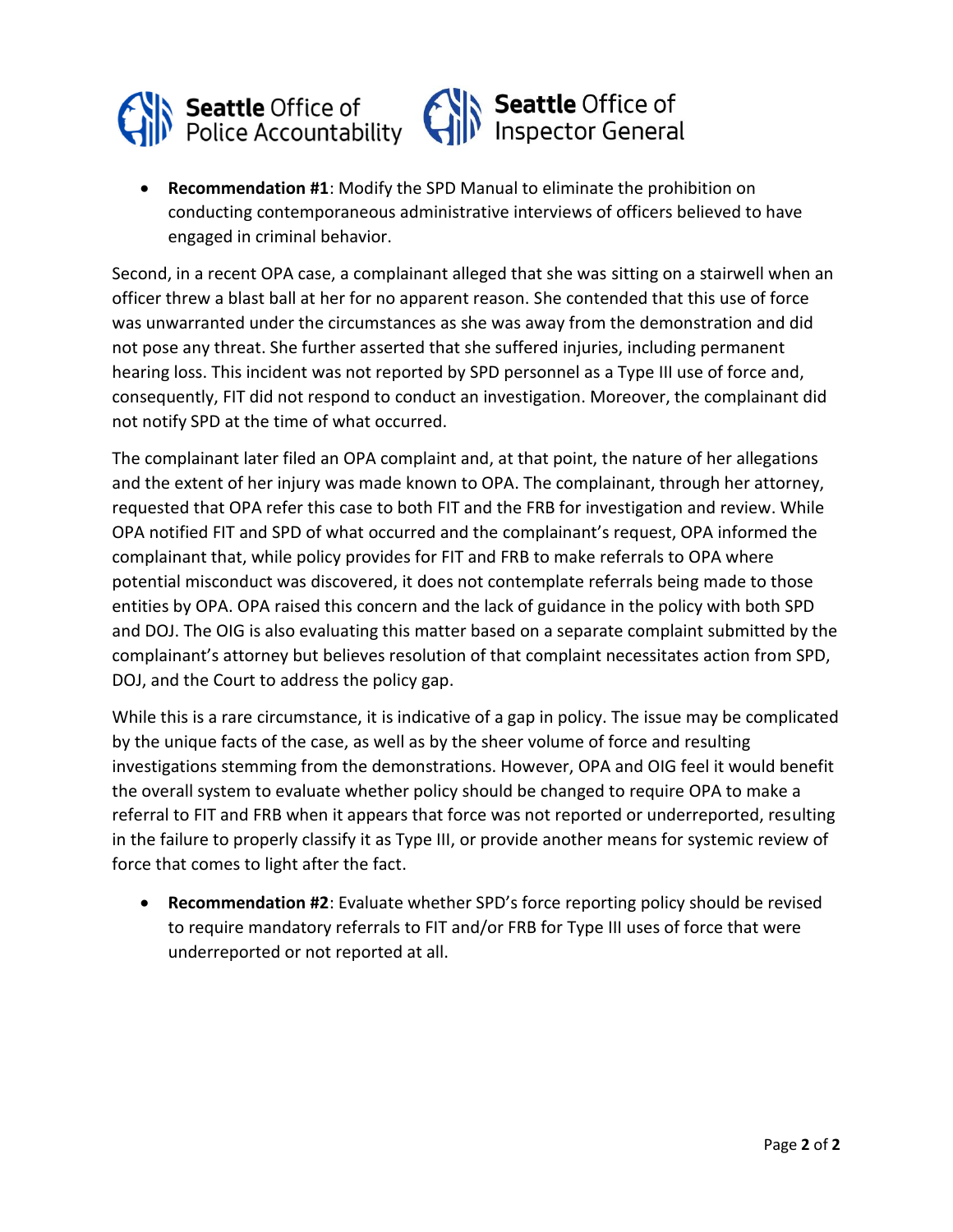- **Recommendation #1**: Modify the SPD Manual to eliminate the prohibition on conducting contemporaneous administrative interviews of officers believed to have engaged in criminal behavior.

Second, in a recent OPA case, a complainant alleged that she was sitting on a stairwell when an officer threw a blast ball at her for no apparent reason. She contended that this use of force was unwarranted under the circumstances as she was away from the demonstration and did not pose any threat. She further asserted that she suffered injuries, including permanent hearing loss. This incident was not reported by SPD personnel as a Type III use of force and, consequently, FIT did not respond to conduct an investigation. Moreover, the complainant did not notify SPD at the time of what occurred.

The complainant later filed an OPA complaint and, at that point, the nature of her allegations and the extent of her injury was made known to OPA. The complainant, through her attorney, requested that OPA refer this case to both FIT and the FRB for investigation and review. While OPA notified FIT and SPD of what occurred and the complainant's request, OPA informed the complainant that, while policy provides for FIT and FRB to make referrals to OPA where potential misconduct was discovered, it does not contemplate referrals being made to those entities by OPA. OPA raised this concern and the lack of guidance in the policy with both SPD and DOJ. The OIG is also evaluating this matter based on a separate complaint submitted by the complainant's attorney but believes resolution of that complaint necessitates action from SPD, DOJ, and the Court to address the policy gap.

While this is a rare circumstance, it is indicative of a gap in policy. The issue may be complicated by the unique facts of the case, as well as by the sheer volume of force and resulting investigations stemming from the demonstrations. However, OPA and OIG feel it would benefit the overall system to evaluate whether policy should be changed to require OPA to make a referral to FIT and FRB when it appears that force was not reported or underreported, resulting in the failure to properly classify it as Type III, or provide another means for systemic review of force that comes to light after the fact.

- **Recommendation #2**: Evaluate whether SPD's force reporting policy should be revised to require mandatory referrals to FIT and/or FRB for Type III uses of force that were underreported or not reported at all.